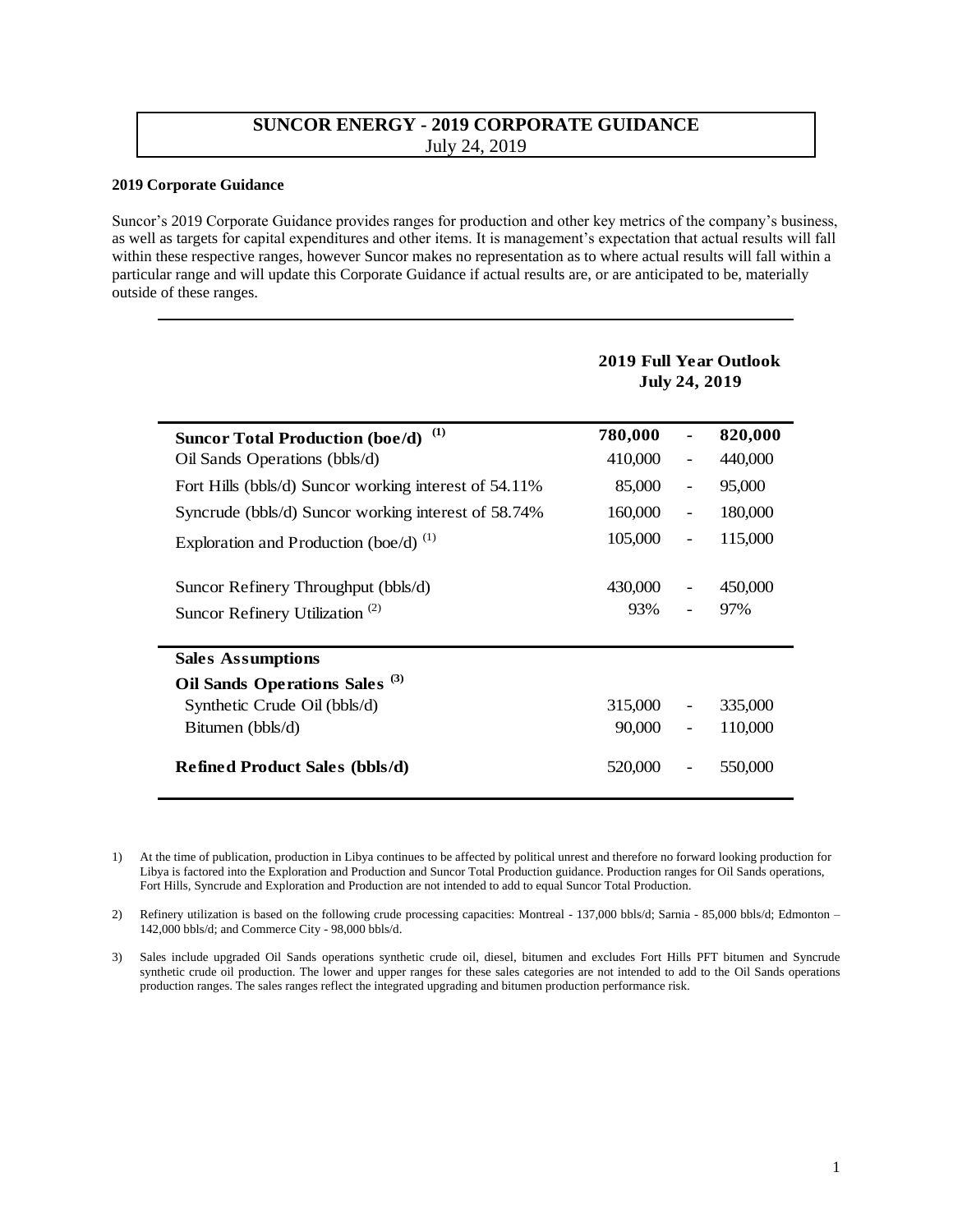# SUNCOR ENERGY - 2019 CORPORATE GUIDANCE

July 24, 2019

**2019 Corporate Guidance**

Suncor's 2019 Corporate Guidance provides ranges for production and other key metrics of the company's business, as well as targets for capital expenditures and other items. It is management's expectation that actual results will fall within these respective ranges, however Suncor makes no representation as to where actual results will fall within a particular range and will update this Corporate Guidance if actual results are, or are anticipated to be, materially outside of these ranges.

| | 2019 Full Year Outlook July 24, 2019 | | |
|---|---|---|---|
| **Suncor Total Production (boe/d)** [(1)] | **780,000** | - | **820,000** |
| Oil Sands Operations (bbls/d) | 410,000 | - | 440,000 |
| Fort Hills (bbls/d) Suncor working interest of 54.11% | 85,000 | - | 95,000 |
| Syncrude (bbls/d) Suncor working interest of 58.74% | 160,000 | - | 180,000 |
| Exploration and Production (boe/d) [(1)] | 105,000 | - | 115,000 |
| Suncor Refinery Throughput (bbls/d) | 430,000 | - | 450,000 |
| Suncor Refinery Utilization [(2)] | 93% | - | 97% |
| **Sales Assumptions** | | | |
| **Oil Sands Operations Sales** [(3)] | | | |
| Synthetic Crude Oil (bbls/d) | 315,000 | - | 335,000 |
| Bitumen (bbls/d) | 90,000 | - | 110,000 |
| **Refined Product Sales (bbls/d)** | 520,000 | - | 550,000 |

1) At the time of publication, production in Libya continues to be affected by political unrest and therefore no forward looking production for Libya is factored into the Exploration and Production and Suncor Total Production guidance. Production ranges for Oil Sands operations, Fort Hills, Syncrude and Exploration and Production are not intended to add to equal Suncor Total Production.

2) Refinery utilization is based on the following crude processing capacities: Montreal - 137,000 bbls/d; Sarnia - 85,000 bbls/d; Edmonton – 142,000 bbls/d; and Commerce City - 98,000 bbls/d.

3) Sales include upgraded Oil Sands operations synthetic crude oil, diesel, bitumen and excludes Fort Hills PFT bitumen and Syncrude synthetic crude oil production. The lower and upper ranges for these sales categories are not intended to add to the Oil Sands operations production ranges. The sales ranges reflect the integrated upgrading and bitumen production performance risk.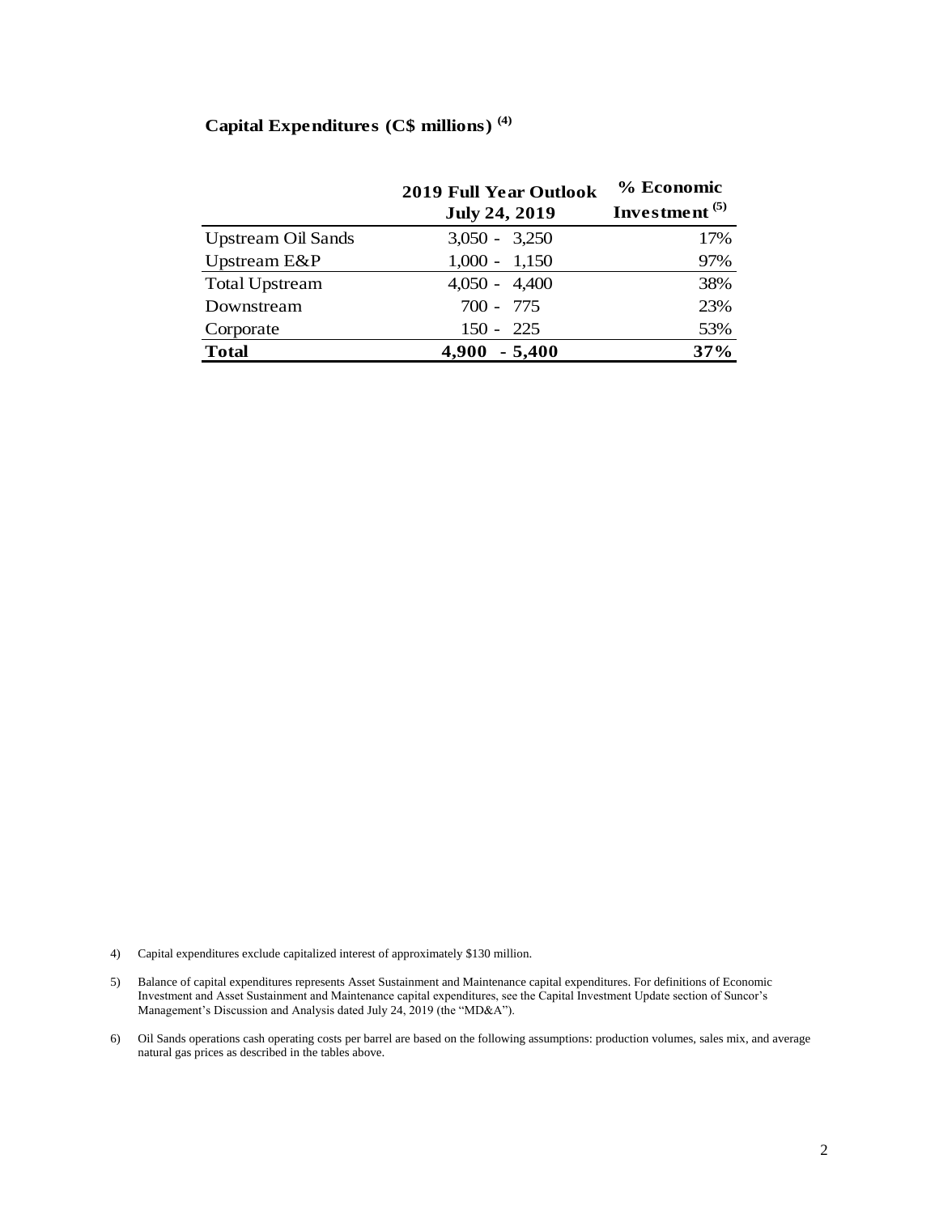## Capital Expenditures (C$ millions) [(4)]

| | 2019 Full Year Outlook July 24, 2019 | % Economic Investment [(5)] |
|---|---|---|
| Upstream Oil Sands | 3,050 - 3,250 | 17% |
| Upstream E&P | 1,000 - 1,150 | 97% |
| Total Upstream | 4,050 - 4,400 | 38% |
| Downstream | 700 - 775 | 23% |
| Corporate | 150 - 225 | 53% |
| **Total** | **4,900 - 5,400** | **37%** |

4) Capital expenditures exclude capitalized interest of approximately $130 million.

5) Balance of capital expenditures represents Asset Sustainment and Maintenance capital expenditures. For definitions of Economic Investment and Asset Sustainment and Maintenance capital expenditures, see the Capital Investment Update section of Suncor's Management's Discussion and Analysis dated July 24, 2019 (the "MD&A").

6) Oil Sands operations cash operating costs per barrel are based on the following assumptions: production volumes, sales mix, and average natural gas prices as described in the tables above.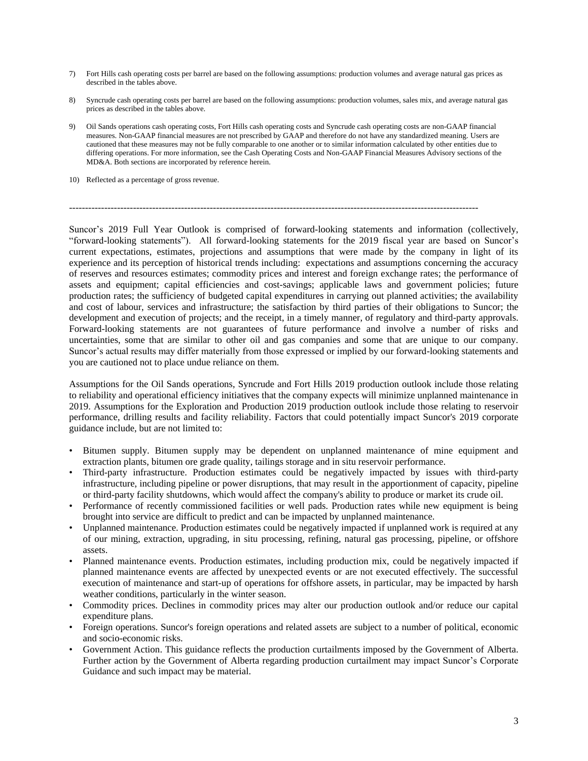7) Fort Hills cash operating costs per barrel are based on the following assumptions: production volumes and average natural gas prices as described in the tables above.

8) Syncrude cash operating costs per barrel are based on the following assumptions: production volumes, sales mix, and average natural gas prices as described in the tables above.

9) Oil Sands operations cash operating costs, Fort Hills cash operating costs and Syncrude cash operating costs are non-GAAP financial measures. Non-GAAP financial measures are not prescribed by GAAP and therefore do not have any standardized meaning. Users are cautioned that these measures may not be fully comparable to one another or to similar information calculated by other entities due to differing operations. For more information, see the Cash Operating Costs and Non-GAAP Financial Measures Advisory sections of the MD&A. Both sections are incorporated by reference herein.

10) Reflected as a percentage of gross revenue.

---

Suncor's 2019 Full Year Outlook is comprised of forward-looking statements and information (collectively, "forward-looking statements"). All forward-looking statements for the 2019 fiscal year are based on Suncor's current expectations, estimates, projections and assumptions that were made by the company in light of its experience and its perception of historical trends including: expectations and assumptions concerning the accuracy of reserves and resources estimates; commodity prices and interest and foreign exchange rates; the performance of assets and equipment; capital efficiencies and cost-savings; applicable laws and government policies; future production rates; the sufficiency of budgeted capital expenditures in carrying out planned activities; the availability and cost of labour, services and infrastructure; the satisfaction by third parties of their obligations to Suncor; the development and execution of projects; and the receipt, in a timely manner, of regulatory and third-party approvals. Forward-looking statements are not guarantees of future performance and involve a number of risks and uncertainties, some that are similar to other oil and gas companies and some that are unique to our company. Suncor's actual results may differ materially from those expressed or implied by our forward-looking statements and you are cautioned not to place undue reliance on them.

Assumptions for the Oil Sands operations, Syncrude and Fort Hills 2019 production outlook include those relating to reliability and operational efficiency initiatives that the company expects will minimize unplanned maintenance in 2019. Assumptions for the Exploration and Production 2019 production outlook include those relating to reservoir performance, drilling results and facility reliability. Factors that could potentially impact Suncor's 2019 corporate guidance include, but are not limited to:

- Bitumen supply. Bitumen supply may be dependent on unplanned maintenance of mine equipment and extraction plants, bitumen ore grade quality, tailings storage and in situ reservoir performance.
- Third-party infrastructure. Production estimates could be negatively impacted by issues with third-party infrastructure, including pipeline or power disruptions, that may result in the apportionment of capacity, pipeline or third-party facility shutdowns, which would affect the company's ability to produce or market its crude oil.
- Performance of recently commissioned facilities or well pads. Production rates while new equipment is being brought into service are difficult to predict and can be impacted by unplanned maintenance.
- Unplanned maintenance. Production estimates could be negatively impacted if unplanned work is required at any of our mining, extraction, upgrading, in situ processing, refining, natural gas processing, pipeline, or offshore assets.
- Planned maintenance events. Production estimates, including production mix, could be negatively impacted if planned maintenance events are affected by unexpected events or are not executed effectively. The successful execution of maintenance and start-up of operations for offshore assets, in particular, may be impacted by harsh weather conditions, particularly in the winter season.
- Commodity prices. Declines in commodity prices may alter our production outlook and/or reduce our capital expenditure plans.
- Foreign operations. Suncor's foreign operations and related assets are subject to a number of political, economic and socio-economic risks.
- Government Action. This guidance reflects the production curtailments imposed by the Government of Alberta. Further action by the Government of Alberta regarding production curtailment may impact Suncor's Corporate Guidance and such impact may be material.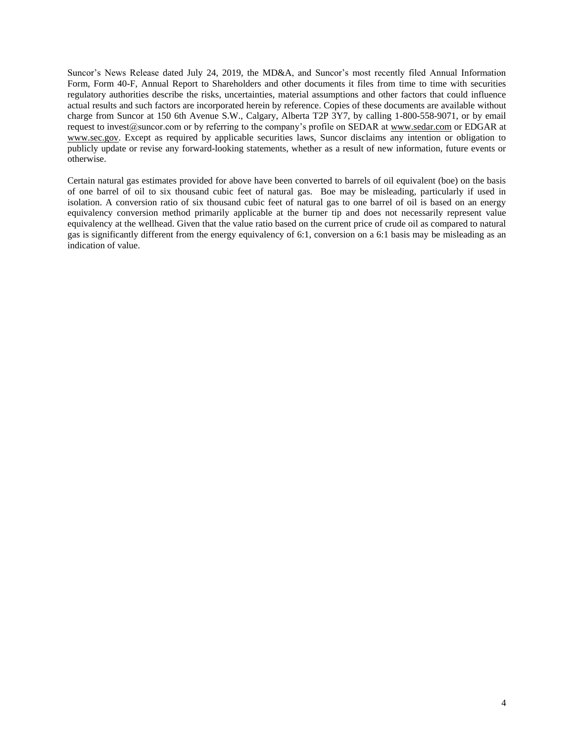Suncor's News Release dated July 24, 2019, the MD&A, and Suncor's most recently filed Annual Information Form, Form 40-F, Annual Report to Shareholders and other documents it files from time to time with securities regulatory authorities describe the risks, uncertainties, material assumptions and other factors that could influence actual results and such factors are incorporated herein by reference. Copies of these documents are available without charge from Suncor at 150 6th Avenue S.W., Calgary, Alberta T2P 3Y7, by calling 1-800-558-9071, or by email request to invest@suncor.com or by referring to the company's profile on SEDAR at www.sedar.com or EDGAR at www.sec.gov. Except as required by applicable securities laws, Suncor disclaims any intention or obligation to publicly update or revise any forward-looking statements, whether as a result of new information, future events or otherwise.

Certain natural gas estimates provided for above have been converted to barrels of oil equivalent (boe) on the basis of one barrel of oil to six thousand cubic feet of natural gas. Boe may be misleading, particularly if used in isolation. A conversion ratio of six thousand cubic feet of natural gas to one barrel of oil is based on an energy equivalency conversion method primarily applicable at the burner tip and does not necessarily represent value equivalency at the wellhead. Given that the value ratio based on the current price of crude oil as compared to natural gas is significantly different from the energy equivalency of 6:1, conversion on a 6:1 basis may be misleading as an indication of value.